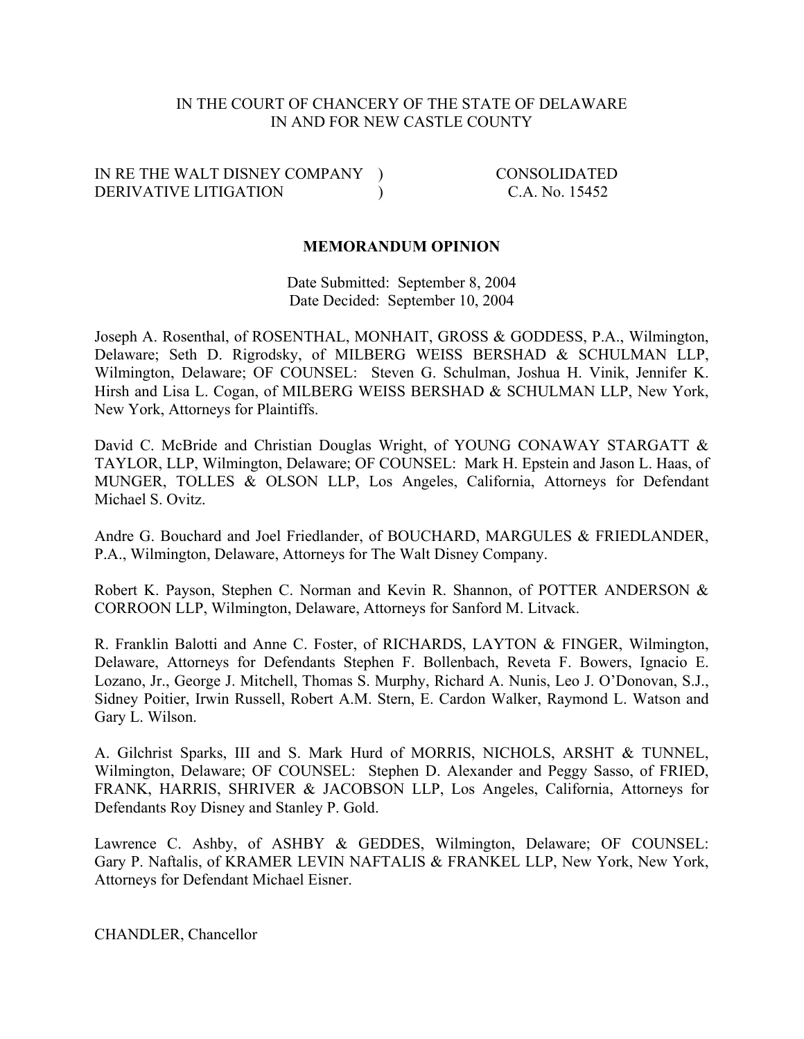IN THE COURT OF CHANCERY OF THE STATE OF DELAWARE
IN AND FOR NEW CASTLE COUNTY

| | | |
|---|---|---|
| IN RE THE WALT DISNEY COMPANY DERIVATIVE LITIGATION | ) ) | CONSOLIDATED C.A. No. 15452 |

**MEMORANDUM OPINION**

Date Submitted: September 8, 2004
Date Decided: September 10, 2004

Joseph A. Rosenthal, of ROSENTHAL, MONHAIT, GROSS & GODDESS, P.A., Wilmington, Delaware; Seth D. Rigrodsky, of MILBERG WEISS BERSHAD & SCHULMAN LLP, Wilmington, Delaware; OF COUNSEL: Steven G. Schulman, Joshua H. Vinik, Jennifer K. Hirsh and Lisa L. Cogan, of MILBERG WEISS BERSHAD & SCHULMAN LLP, New York, New York, Attorneys for Plaintiffs.

David C. McBride and Christian Douglas Wright, of YOUNG CONAWAY STARGATT & TAYLOR, LLP, Wilmington, Delaware; OF COUNSEL: Mark H. Epstein and Jason L. Haas, of MUNGER, TOLLES & OLSON LLP, Los Angeles, California, Attorneys for Defendant Michael S. Ovitz.

Andre G. Bouchard and Joel Friedlander, of BOUCHARD, MARGULES & FRIEDLANDER, P.A., Wilmington, Delaware, Attorneys for The Walt Disney Company.

Robert K. Payson, Stephen C. Norman and Kevin R. Shannon, of POTTER ANDERSON & CORROON LLP, Wilmington, Delaware, Attorneys for Sanford M. Litvack.

R. Franklin Balotti and Anne C. Foster, of RICHARDS, LAYTON & FINGER, Wilmington, Delaware, Attorneys for Defendants Stephen F. Bollenbach, Reveta F. Bowers, Ignacio E. Lozano, Jr., George J. Mitchell, Thomas S. Murphy, Richard A. Nunis, Leo J. O'Donovan, S.J., Sidney Poitier, Irwin Russell, Robert A.M. Stern, E. Cardon Walker, Raymond L. Watson and Gary L. Wilson.

A. Gilchrist Sparks, III and S. Mark Hurd of MORRIS, NICHOLS, ARSHT & TUNNEL, Wilmington, Delaware; OF COUNSEL: Stephen D. Alexander and Peggy Sasso, of FRIED, FRANK, HARRIS, SHRIVER & JACOBSON LLP, Los Angeles, California, Attorneys for Defendants Roy Disney and Stanley P. Gold.

Lawrence C. Ashby, of ASHBY & GEDDES, Wilmington, Delaware; OF COUNSEL: Gary P. Naftalis, of KRAMER LEVIN NAFTALIS & FRANKEL LLP, New York, New York, Attorneys for Defendant Michael Eisner.

CHANDLER, Chancellor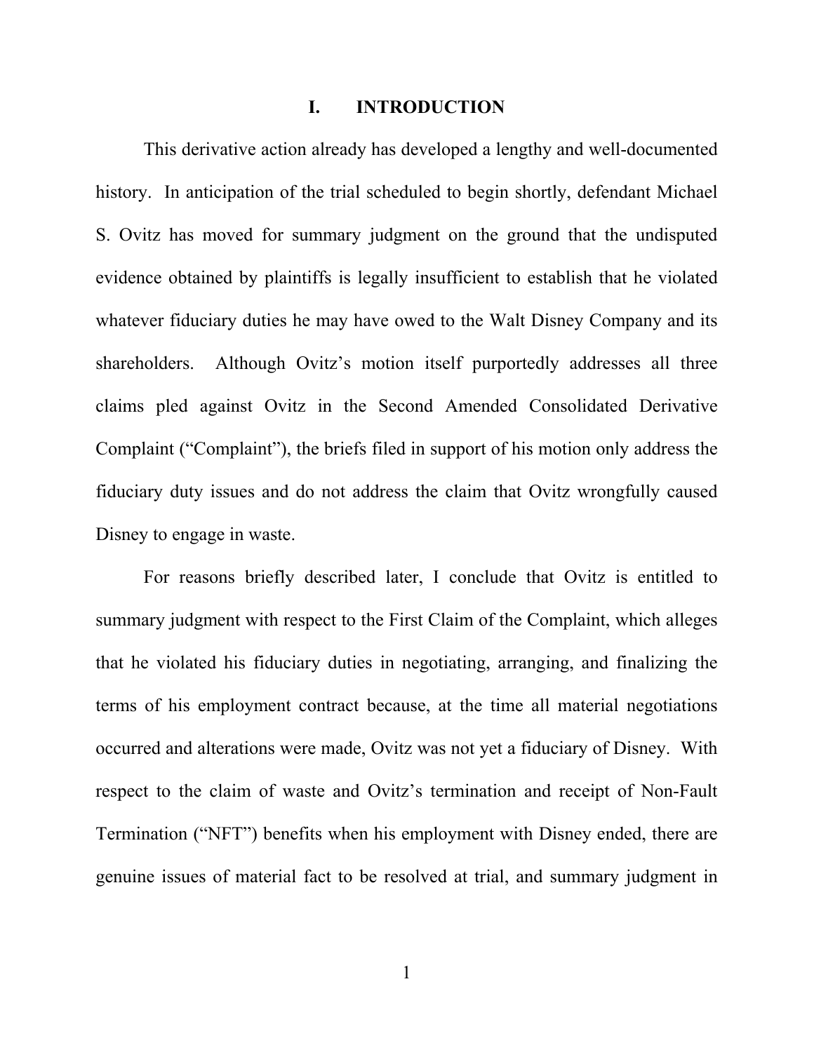# I. INTRODUCTION

This derivative action already has developed a lengthy and well-documented history. In anticipation of the trial scheduled to begin shortly, defendant Michael S. Ovitz has moved for summary judgment on the ground that the undisputed evidence obtained by plaintiffs is legally insufficient to establish that he violated whatever fiduciary duties he may have owed to the Walt Disney Company and its shareholders. Although Ovitz's motion itself purportedly addresses all three claims pled against Ovitz in the Second Amended Consolidated Derivative Complaint ("Complaint"), the briefs filed in support of his motion only address the fiduciary duty issues and do not address the claim that Ovitz wrongfully caused Disney to engage in waste.

For reasons briefly described later, I conclude that Ovitz is entitled to summary judgment with respect to the First Claim of the Complaint, which alleges that he violated his fiduciary duties in negotiating, arranging, and finalizing the terms of his employment contract because, at the time all material negotiations occurred and alterations were made, Ovitz was not yet a fiduciary of Disney. With respect to the claim of waste and Ovitz's termination and receipt of Non-Fault Termination ("NFT") benefits when his employment with Disney ended, there are genuine issues of material fact to be resolved at trial, and summary judgment in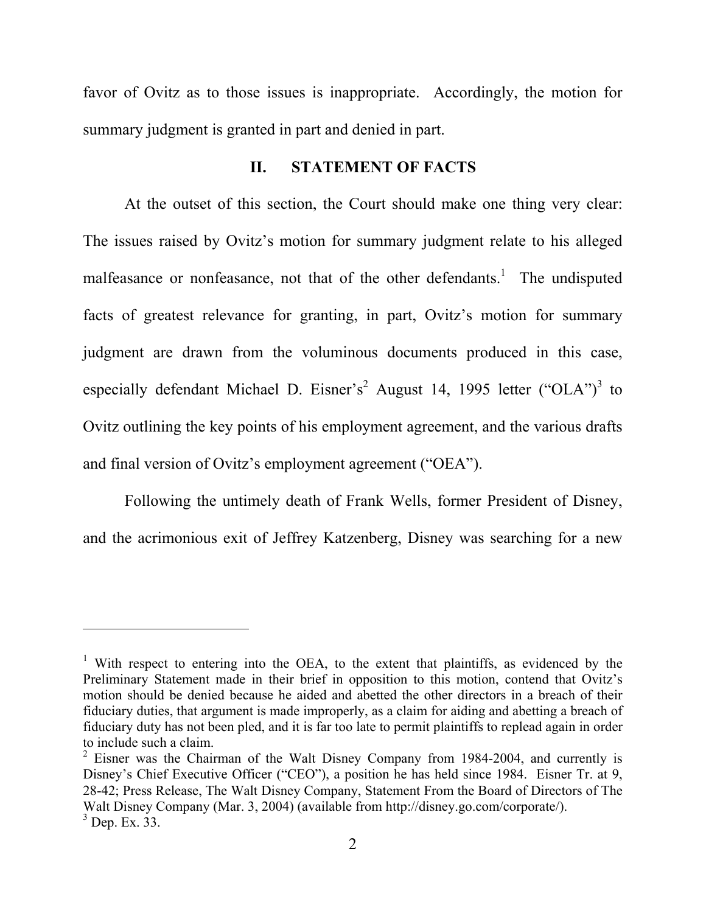favor of Ovitz as to those issues is inappropriate. Accordingly, the motion for summary judgment is granted in part and denied in part.

## II. STATEMENT OF FACTS

At the outset of this section, the Court should make one thing very clear: The issues raised by Ovitz's motion for summary judgment relate to his alleged malfeasance or nonfeasance, not that of the other defendants.[1] The undisputed facts of greatest relevance for granting, in part, Ovitz's motion for summary judgment are drawn from the voluminous documents produced in this case, especially defendant Michael D. Eisner's[2] August 14, 1995 letter ("OLA")[3] to Ovitz outlining the key points of his employment agreement, and the various drafts and final version of Ovitz's employment agreement ("OEA").

Following the untimely death of Frank Wells, former President of Disney, and the acrimonious exit of Jeffrey Katzenberg, Disney was searching for a new

---

[1] With respect to entering into the OEA, to the extent that plaintiffs, as evidenced by the Preliminary Statement made in their brief in opposition to this motion, contend that Ovitz's motion should be denied because he aided and abetted the other directors in a breach of their fiduciary duties, that argument is made improperly, as a claim for aiding and abetting a breach of fiduciary duty has not been pled, and it is far too late to permit plaintiffs to replead again in order to include such a claim.

[2] Eisner was the Chairman of the Walt Disney Company from 1984-2004, and currently is Disney's Chief Executive Officer ("CEO"), a position he has held since 1984. Eisner Tr. at 9, 28-42; Press Release, The Walt Disney Company, Statement From the Board of Directors of The Walt Disney Company (Mar. 3, 2004) (available from http://disney.go.com/corporate/).

[3] Dep. Ex. 33.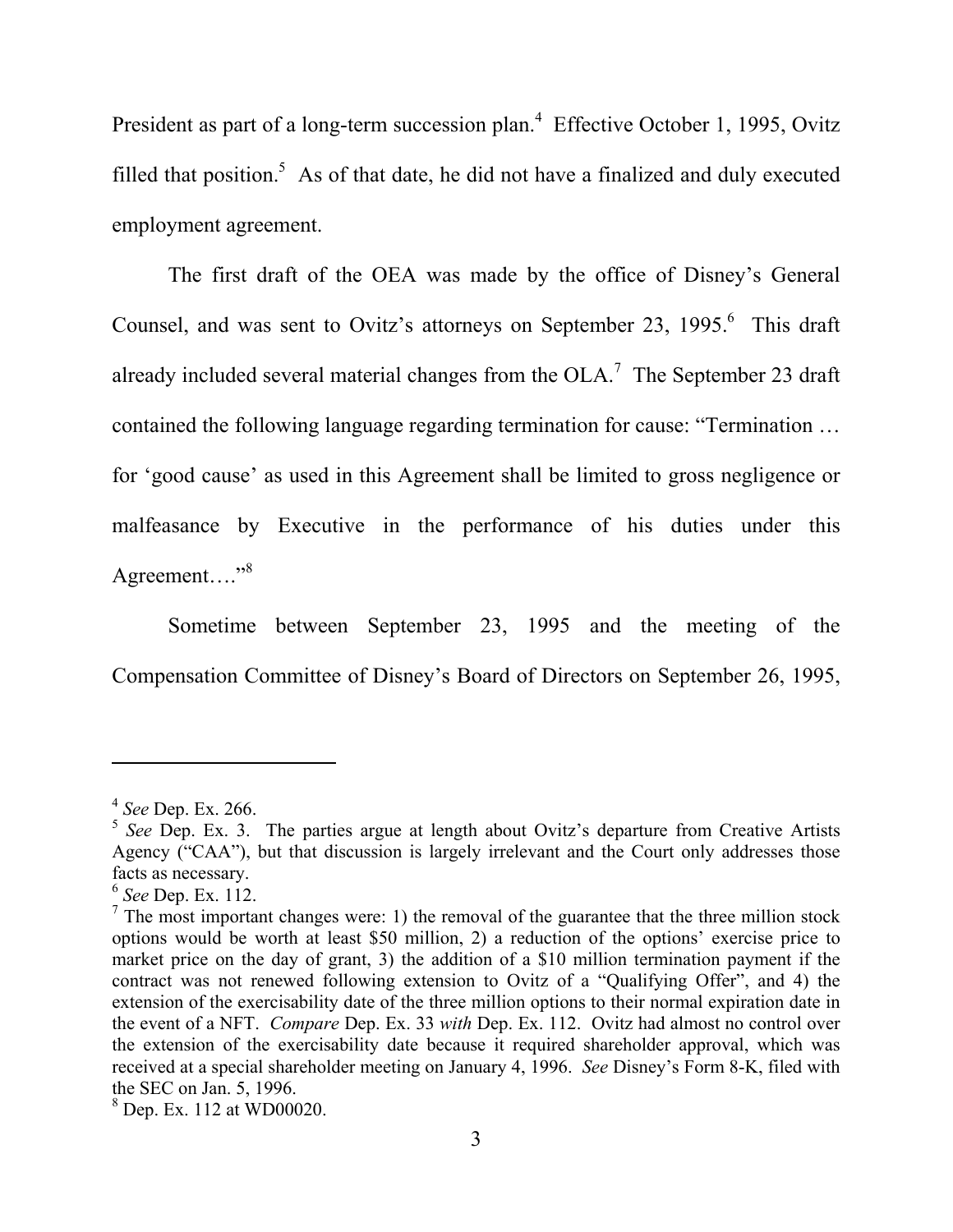President as part of a long-term succession plan.[4] Effective October 1, 1995, Ovitz filled that position.[5] As of that date, he did not have a finalized and duly executed employment agreement.

The first draft of the OEA was made by the office of Disney's General Counsel, and was sent to Ovitz's attorneys on September 23, 1995.[6] This draft already included several material changes from the OLA.[7] The September 23 draft contained the following language regarding termination for cause: "Termination … for 'good cause' as used in this Agreement shall be limited to gross negligence or malfeasance by Executive in the performance of his duties under this Agreement…."[8]

Sometime between September 23, 1995 and the meeting of the Compensation Committee of Disney's Board of Directors on September 26, 1995,

---

[4] *See* Dep. Ex. 266.

[5] *See* Dep. Ex. 3. The parties argue at length about Ovitz's departure from Creative Artists Agency ("CAA"), but that discussion is largely irrelevant and the Court only addresses those facts as necessary.

[6] *See* Dep. Ex. 112.

[7] The most important changes were: 1) the removal of the guarantee that the three million stock options would be worth at least $50 million, 2) a reduction of the options' exercise price to market price on the day of grant, 3) the addition of a $10 million termination payment if the contract was not renewed following extension to Ovitz of a "Qualifying Offer", and 4) the extension of the exercisability date of the three million options to their normal expiration date in the event of a NFT. *Compare* Dep. Ex. 33 *with* Dep. Ex. 112. Ovitz had almost no control over the extension of the exercisability date because it required shareholder approval, which was received at a special shareholder meeting on January 4, 1996. *See* Disney's Form 8-K, filed with the SEC on Jan. 5, 1996.

[8] Dep. Ex. 112 at WD00020.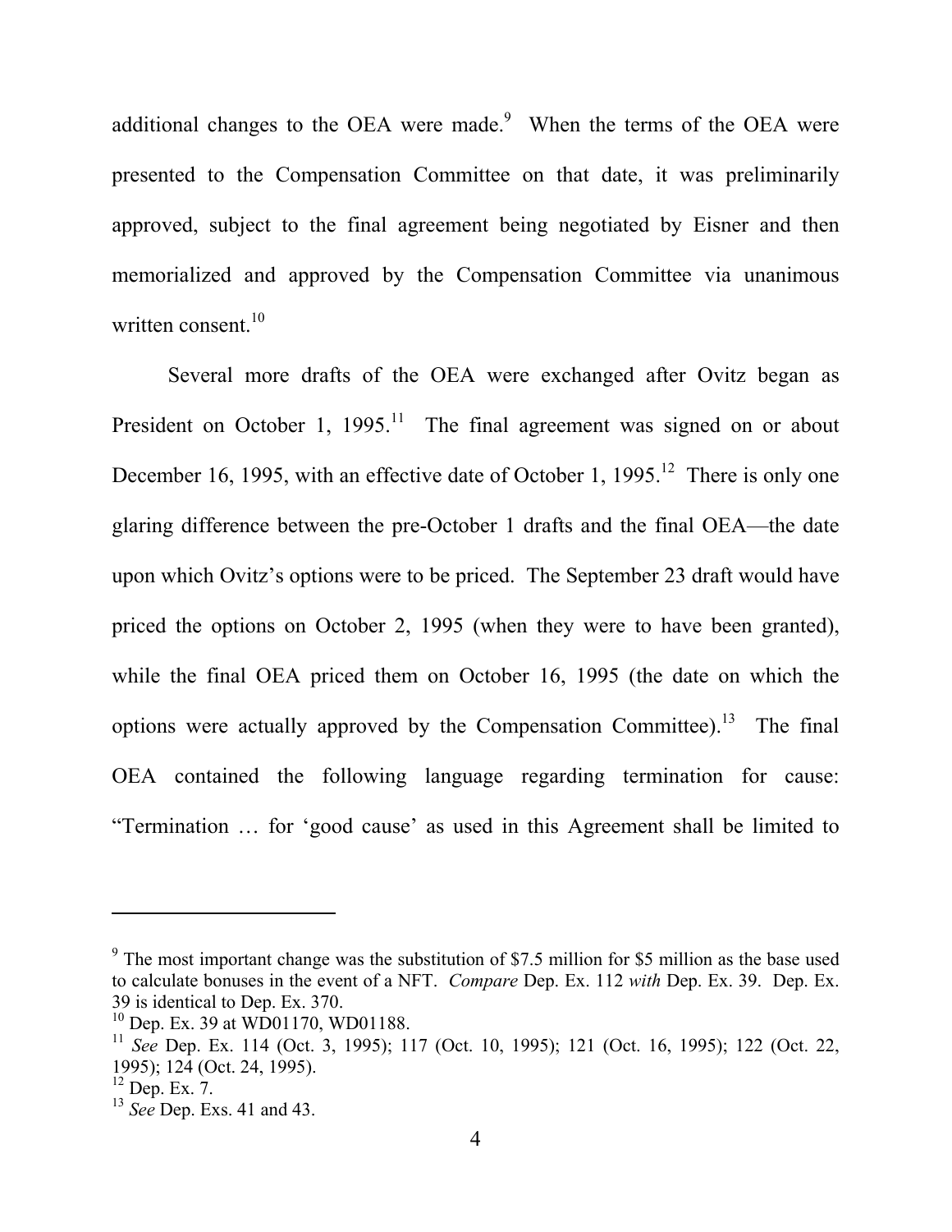additional changes to the OEA were made.[9] When the terms of the OEA were presented to the Compensation Committee on that date, it was preliminarily approved, subject to the final agreement being negotiated by Eisner and then memorialized and approved by the Compensation Committee via unanimous written consent.[10]

Several more drafts of the OEA were exchanged after Ovitz began as President on October 1, 1995.[11] The final agreement was signed on or about December 16, 1995, with an effective date of October 1, 1995.[12] There is only one glaring difference between the pre-October 1 drafts and the final OEA—the date upon which Ovitz's options were to be priced. The September 23 draft would have priced the options on October 2, 1995 (when they were to have been granted), while the final OEA priced them on October 16, 1995 (the date on which the options were actually approved by the Compensation Committee).[13] The final OEA contained the following language regarding termination for cause: "Termination … for 'good cause' as used in this Agreement shall be limited to

---

[9] The most important change was the substitution of $7.5 million for $5 million as the base used to calculate bonuses in the event of a NFT. *Compare* Dep. Ex. 112 *with* Dep. Ex. 39. Dep. Ex. 39 is identical to Dep. Ex. 370.

[10] Dep. Ex. 39 at WD01170, WD01188.

[11] *See* Dep. Ex. 114 (Oct. 3, 1995); 117 (Oct. 10, 1995); 121 (Oct. 16, 1995); 122 (Oct. 22, 1995); 124 (Oct. 24, 1995).

[12] Dep. Ex. 7.

[13] *See* Dep. Exs. 41 and 43.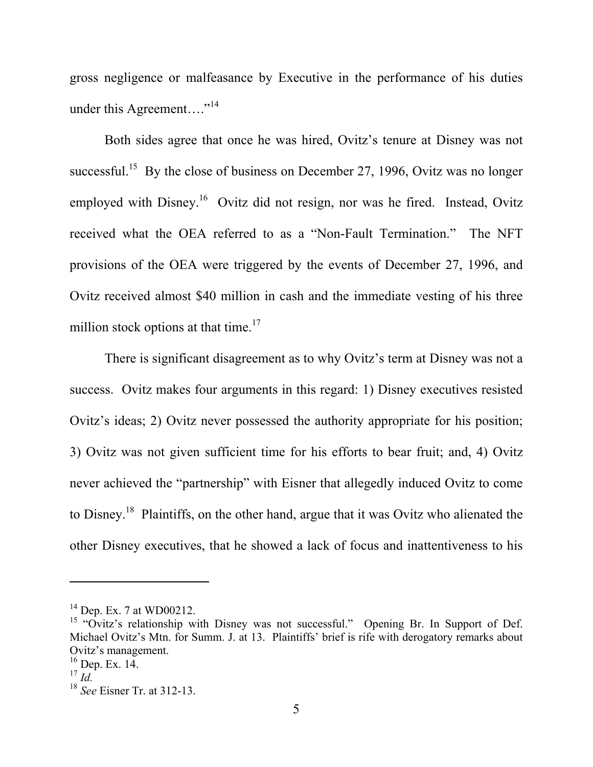gross negligence or malfeasance by Executive in the performance of his duties under this Agreement…."[14]

Both sides agree that once he was hired, Ovitz's tenure at Disney was not successful.[15] By the close of business on December 27, 1996, Ovitz was no longer employed with Disney.[16] Ovitz did not resign, nor was he fired. Instead, Ovitz received what the OEA referred to as a "Non-Fault Termination." The NFT provisions of the OEA were triggered by the events of December 27, 1996, and Ovitz received almost $40 million in cash and the immediate vesting of his three million stock options at that time.[17]

There is significant disagreement as to why Ovitz's term at Disney was not a success. Ovitz makes four arguments in this regard: 1) Disney executives resisted Ovitz's ideas; 2) Ovitz never possessed the authority appropriate for his position; 3) Ovitz was not given sufficient time for his efforts to bear fruit; and, 4) Ovitz never achieved the "partnership" with Eisner that allegedly induced Ovitz to come to Disney.[18] Plaintiffs, on the other hand, argue that it was Ovitz who alienated the other Disney executives, that he showed a lack of focus and inattentiveness to his

---

[14] Dep. Ex. 7 at WD00212.

[15] "Ovitz's relationship with Disney was not successful." Opening Br. In Support of Def. Michael Ovitz's Mtn. for Summ. J. at 13. Plaintiffs' brief is rife with derogatory remarks about Ovitz's management.

[16] Dep. Ex. 14.

[17] *Id.*

[18] *See* Eisner Tr. at 312-13.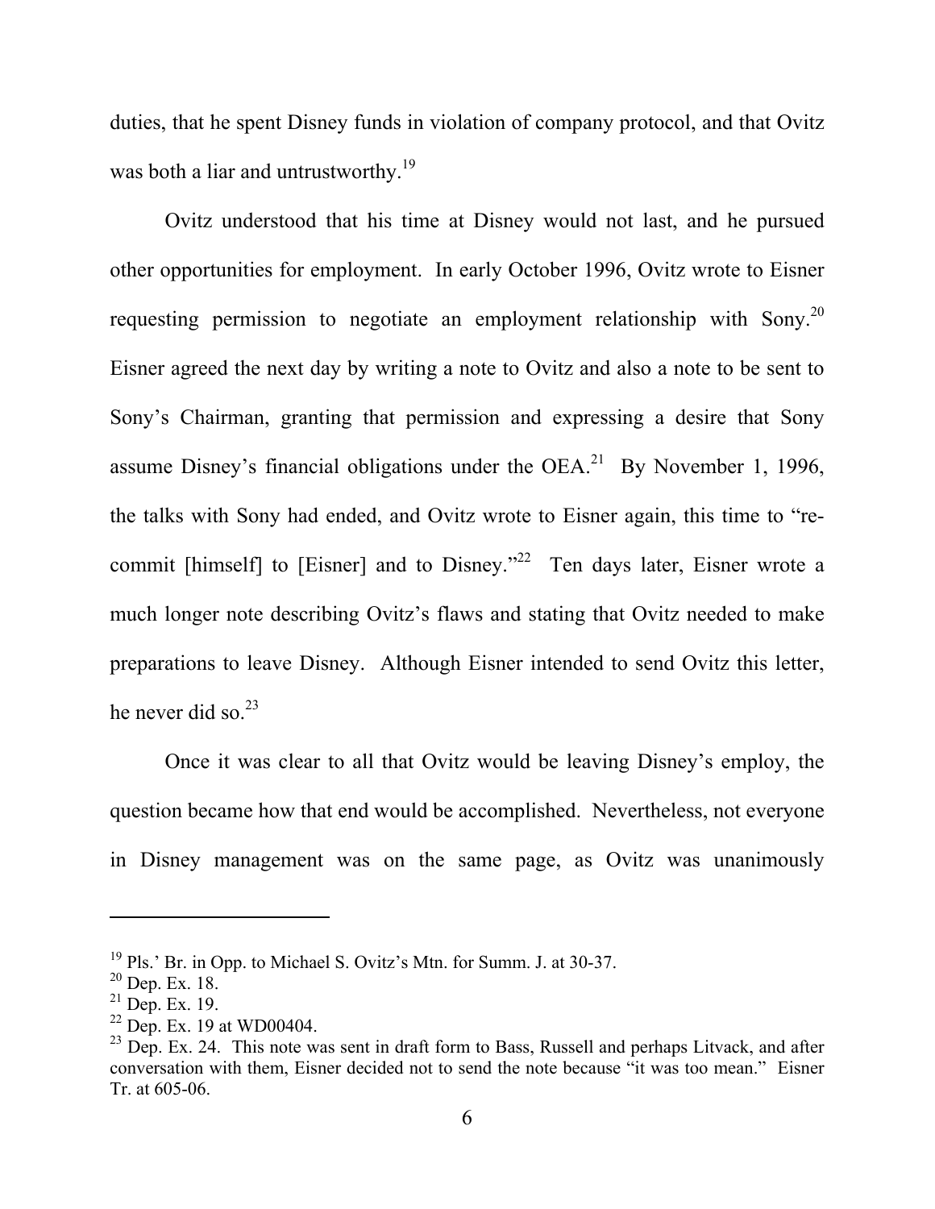duties, that he spent Disney funds in violation of company protocol, and that Ovitz was both a liar and untrustworthy.[19]

Ovitz understood that his time at Disney would not last, and he pursued other opportunities for employment. In early October 1996, Ovitz wrote to Eisner requesting permission to negotiate an employment relationship with Sony.[20] Eisner agreed the next day by writing a note to Ovitz and also a note to be sent to Sony's Chairman, granting that permission and expressing a desire that Sony assume Disney's financial obligations under the OEA.[21] By November 1, 1996, the talks with Sony had ended, and Ovitz wrote to Eisner again, this time to "re-commit [himself] to [Eisner] and to Disney."[22] Ten days later, Eisner wrote a much longer note describing Ovitz's flaws and stating that Ovitz needed to make preparations to leave Disney. Although Eisner intended to send Ovitz this letter, he never did so.[23]

Once it was clear to all that Ovitz would be leaving Disney's employ, the question became how that end would be accomplished. Nevertheless, not everyone in Disney management was on the same page, as Ovitz was unanimously

---

[19] Pls.' Br. in Opp. to Michael S. Ovitz's Mtn. for Summ. J. at 30-37.

[20] Dep. Ex. 18.

[21] Dep. Ex. 19.

[22] Dep. Ex. 19 at WD00404.

[23] Dep. Ex. 24. This note was sent in draft form to Bass, Russell and perhaps Litvack, and after conversation with them, Eisner decided not to send the note because "it was too mean." Eisner Tr. at 605-06.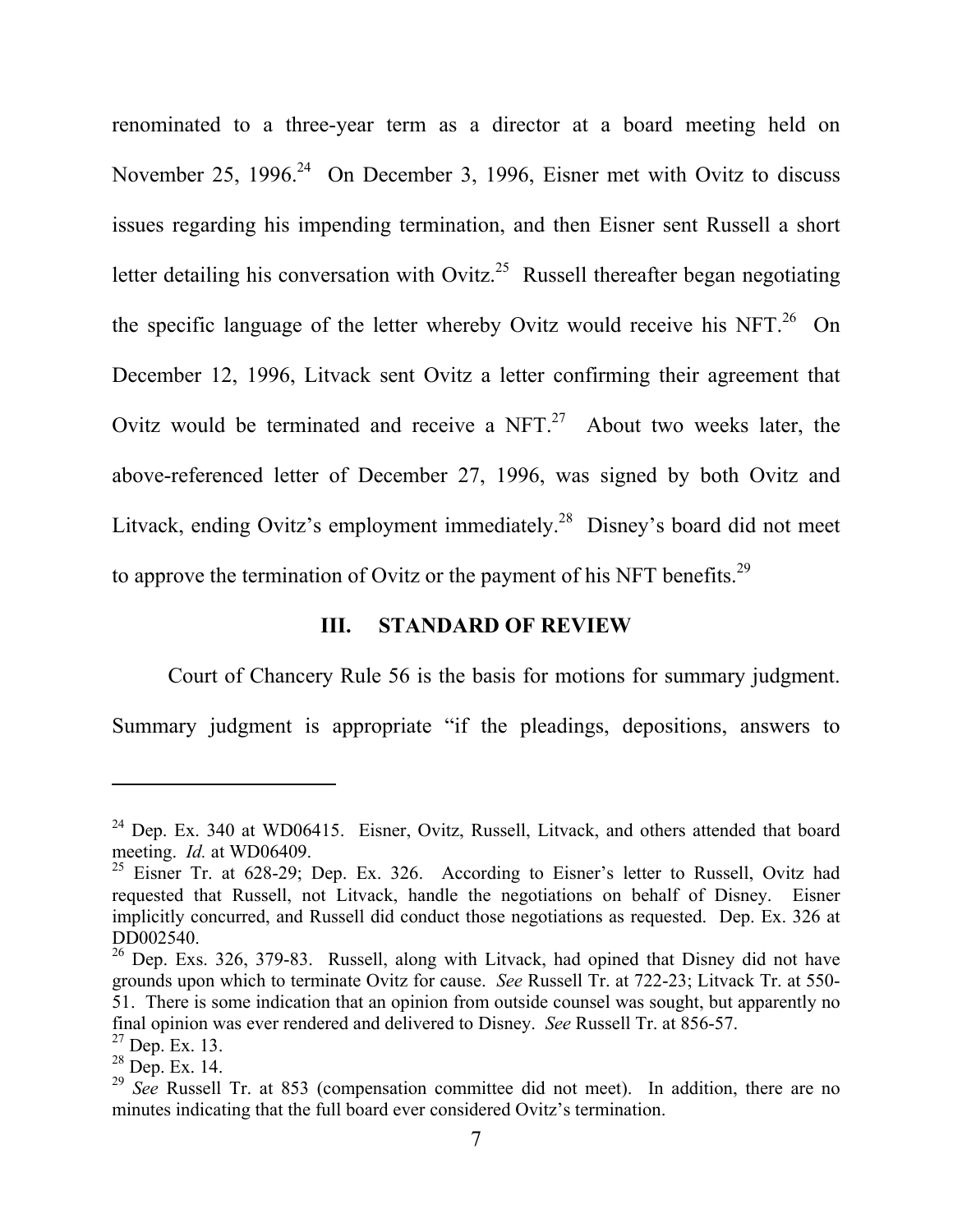renominated to a three-year term as a director at a board meeting held on November 25, 1996.[24] On December 3, 1996, Eisner met with Ovitz to discuss issues regarding his impending termination, and then Eisner sent Russell a short letter detailing his conversation with Ovitz.[25] Russell thereafter began negotiating the specific language of the letter whereby Ovitz would receive his NFT.[26] On December 12, 1996, Litvack sent Ovitz a letter confirming their agreement that Ovitz would be terminated and receive a NFT.[27] About two weeks later, the above-referenced letter of December 27, 1996, was signed by both Ovitz and Litvack, ending Ovitz's employment immediately.[28] Disney's board did not meet to approve the termination of Ovitz or the payment of his NFT benefits.[29]

## III. STANDARD OF REVIEW

Court of Chancery Rule 56 is the basis for motions for summary judgment. Summary judgment is appropriate "if the pleadings, depositions, answers to

---

[24] Dep. Ex. 340 at WD06415. Eisner, Ovitz, Russell, Litvack, and others attended that board meeting. *Id.* at WD06409.

[25] Eisner Tr. at 628-29; Dep. Ex. 326. According to Eisner's letter to Russell, Ovitz had requested that Russell, not Litvack, handle the negotiations on behalf of Disney. Eisner implicitly concurred, and Russell did conduct those negotiations as requested. Dep. Ex. 326 at DD002540.

[26] Dep. Exs. 326, 379-83. Russell, along with Litvack, had opined that Disney did not have grounds upon which to terminate Ovitz for cause. *See* Russell Tr. at 722-23; Litvack Tr. at 550-51. There is some indication that an opinion from outside counsel was sought, but apparently no final opinion was ever rendered and delivered to Disney. *See* Russell Tr. at 856-57.

[27] Dep. Ex. 13.

[28] Dep. Ex. 14.

[29] *See* Russell Tr. at 853 (compensation committee did not meet). In addition, there are no minutes indicating that the full board ever considered Ovitz's termination.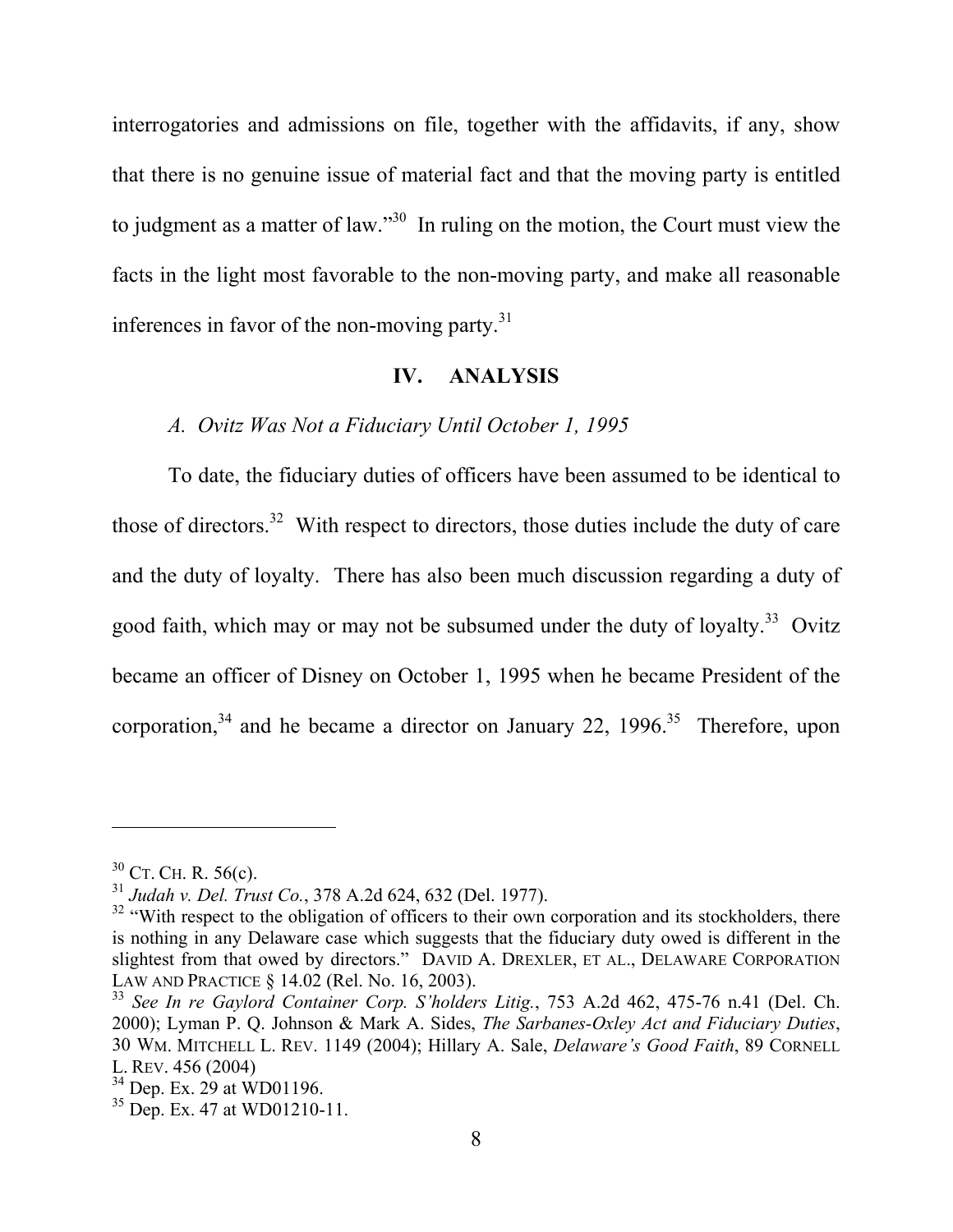interrogatories and admissions on file, together with the affidavits, if any, show that there is no genuine issue of material fact and that the moving party is entitled to judgment as a matter of law."[30] In ruling on the motion, the Court must view the facts in the light most favorable to the non-moving party, and make all reasonable inferences in favor of the non-moving party.[31]

## IV. ANALYSIS

### *A. Ovitz Was Not a Fiduciary Until October 1, 1995*

To date, the fiduciary duties of officers have been assumed to be identical to those of directors.[32] With respect to directors, those duties include the duty of care and the duty of loyalty. There has also been much discussion regarding a duty of good faith, which may or may not be subsumed under the duty of loyalty.[33] Ovitz became an officer of Disney on October 1, 1995 when he became President of the corporation,[34] and he became a director on January 22, 1996.[35] Therefore, upon

---

[30] CT. CH. R. 56(c).

[31] *Judah v. Del. Trust Co.*, 378 A.2d 624, 632 (Del. 1977).

[32] "With respect to the obligation of officers to their own corporation and its stockholders, there is nothing in any Delaware case which suggests that the fiduciary duty owed is different in the slightest from that owed by directors." DAVID A. DREXLER, ET AL., DELAWARE CORPORATION LAW AND PRACTICE § 14.02 (Rel. No. 16, 2003).

[33] *See In re Gaylord Container Corp. S'holders Litig.*, 753 A.2d 462, 475-76 n.41 (Del. Ch. 2000); Lyman P. Q. Johnson & Mark A. Sides, *The Sarbanes-Oxley Act and Fiduciary Duties*, 30 WM. MITCHELL L. REV. 1149 (2004); Hillary A. Sale, *Delaware's Good Faith*, 89 CORNELL L. REV. 456 (2004)

[34] Dep. Ex. 29 at WD01196.

[35] Dep. Ex. 47 at WD01210-11.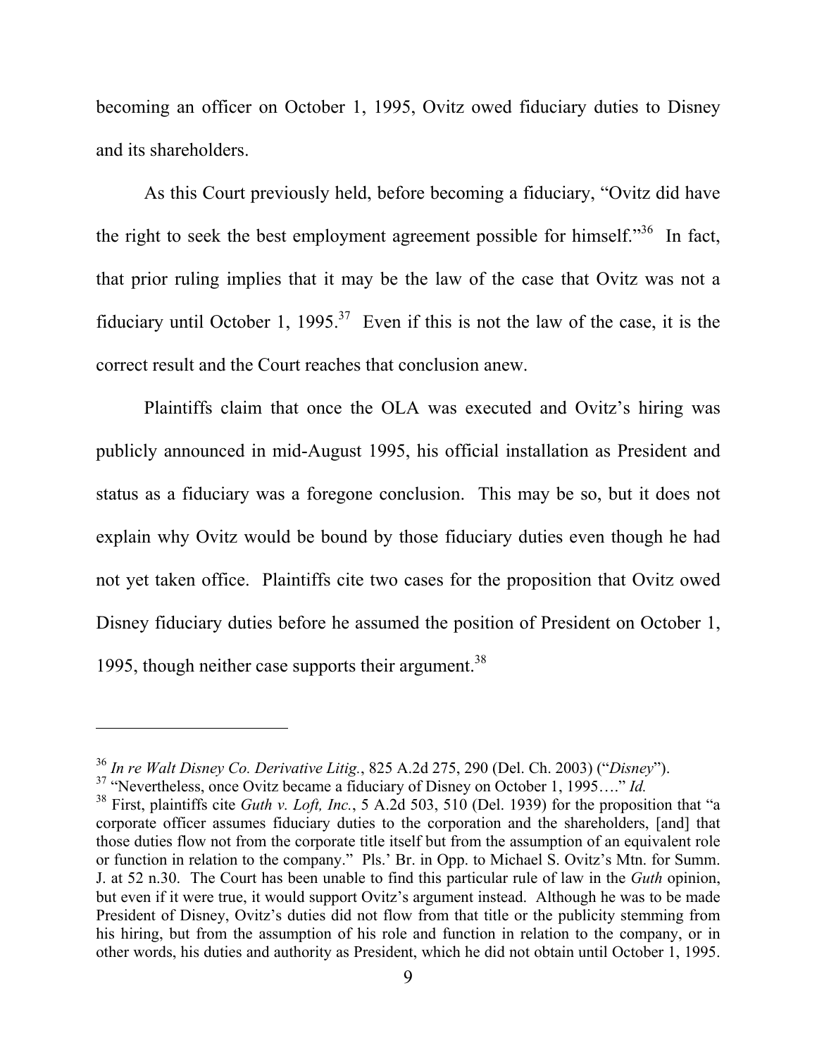becoming an officer on October 1, 1995, Ovitz owed fiduciary duties to Disney and its shareholders.

As this Court previously held, before becoming a fiduciary, "Ovitz did have the right to seek the best employment agreement possible for himself."[36] In fact, that prior ruling implies that it may be the law of the case that Ovitz was not a fiduciary until October 1, 1995.[37] Even if this is not the law of the case, it is the correct result and the Court reaches that conclusion anew.

Plaintiffs claim that once the OLA was executed and Ovitz's hiring was publicly announced in mid-August 1995, his official installation as President and status as a fiduciary was a foregone conclusion. This may be so, but it does not explain why Ovitz would be bound by those fiduciary duties even though he had not yet taken office. Plaintiffs cite two cases for the proposition that Ovitz owed Disney fiduciary duties before he assumed the position of President on October 1, 1995, though neither case supports their argument.[38]

---

[36] *In re Walt Disney Co. Derivative Litig.*, 825 A.2d 275, 290 (Del. Ch. 2003) ("*Disney*").

[37] "Nevertheless, once Ovitz became a fiduciary of Disney on October 1, 1995…." *Id.*

[38] First, plaintiffs cite *Guth v. Loft, Inc.*, 5 A.2d 503, 510 (Del. 1939) for the proposition that "a corporate officer assumes fiduciary duties to the corporation and the shareholders, [and] that those duties flow not from the corporate title itself but from the assumption of an equivalent role or function in relation to the company." Pls.' Br. in Opp. to Michael S. Ovitz's Mtn. for Summ. J. at 52 n.30. The Court has been unable to find this particular rule of law in the *Guth* opinion, but even if it were true, it would support Ovitz's argument instead. Although he was to be made President of Disney, Ovitz's duties did not flow from that title or the publicity stemming from his hiring, but from the assumption of his role and function in relation to the company, or in other words, his duties and authority as President, which he did not obtain until October 1, 1995.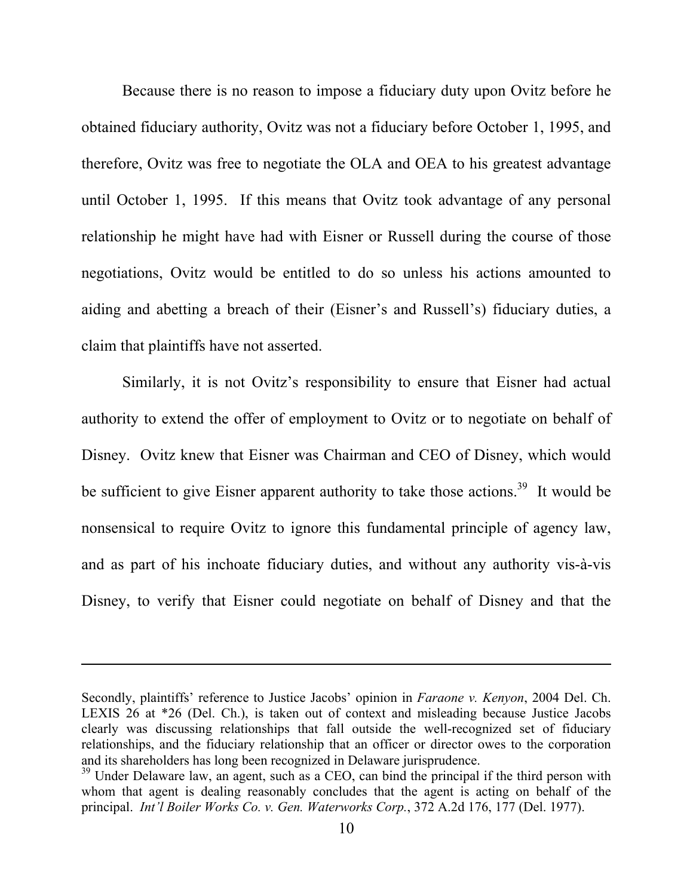Because there is no reason to impose a fiduciary duty upon Ovitz before he obtained fiduciary authority, Ovitz was not a fiduciary before October 1, 1995, and therefore, Ovitz was free to negotiate the OLA and OEA to his greatest advantage until October 1, 1995. If this means that Ovitz took advantage of any personal relationship he might have had with Eisner or Russell during the course of those negotiations, Ovitz would be entitled to do so unless his actions amounted to aiding and abetting a breach of their (Eisner's and Russell's) fiduciary duties, a claim that plaintiffs have not asserted.

Similarly, it is not Ovitz's responsibility to ensure that Eisner had actual authority to extend the offer of employment to Ovitz or to negotiate on behalf of Disney. Ovitz knew that Eisner was Chairman and CEO of Disney, which would be sufficient to give Eisner apparent authority to take those actions.[39] It would be nonsensical to require Ovitz to ignore this fundamental principle of agency law, and as part of his inchoate fiduciary duties, and without any authority vis-à-vis Disney, to verify that Eisner could negotiate on behalf of Disney and that the

---

Secondly, plaintiffs' reference to Justice Jacobs' opinion in *Faraone v. Kenyon*, 2004 Del. Ch. LEXIS 26 at *26 (Del. Ch.), is taken out of context and misleading because Justice Jacobs clearly was discussing relationships that fall outside the well-recognized set of fiduciary relationships, and the fiduciary relationship that an officer or director owes to the corporation and its shareholders has long been recognized in Delaware jurisprudence.

[39] Under Delaware law, an agent, such as a CEO, can bind the principal if the third person with whom that agent is dealing reasonably concludes that the agent is acting on behalf of the principal. *Int'l Boiler Works Co. v. Gen. Waterworks Corp.*, 372 A.2d 176, 177 (Del. 1977).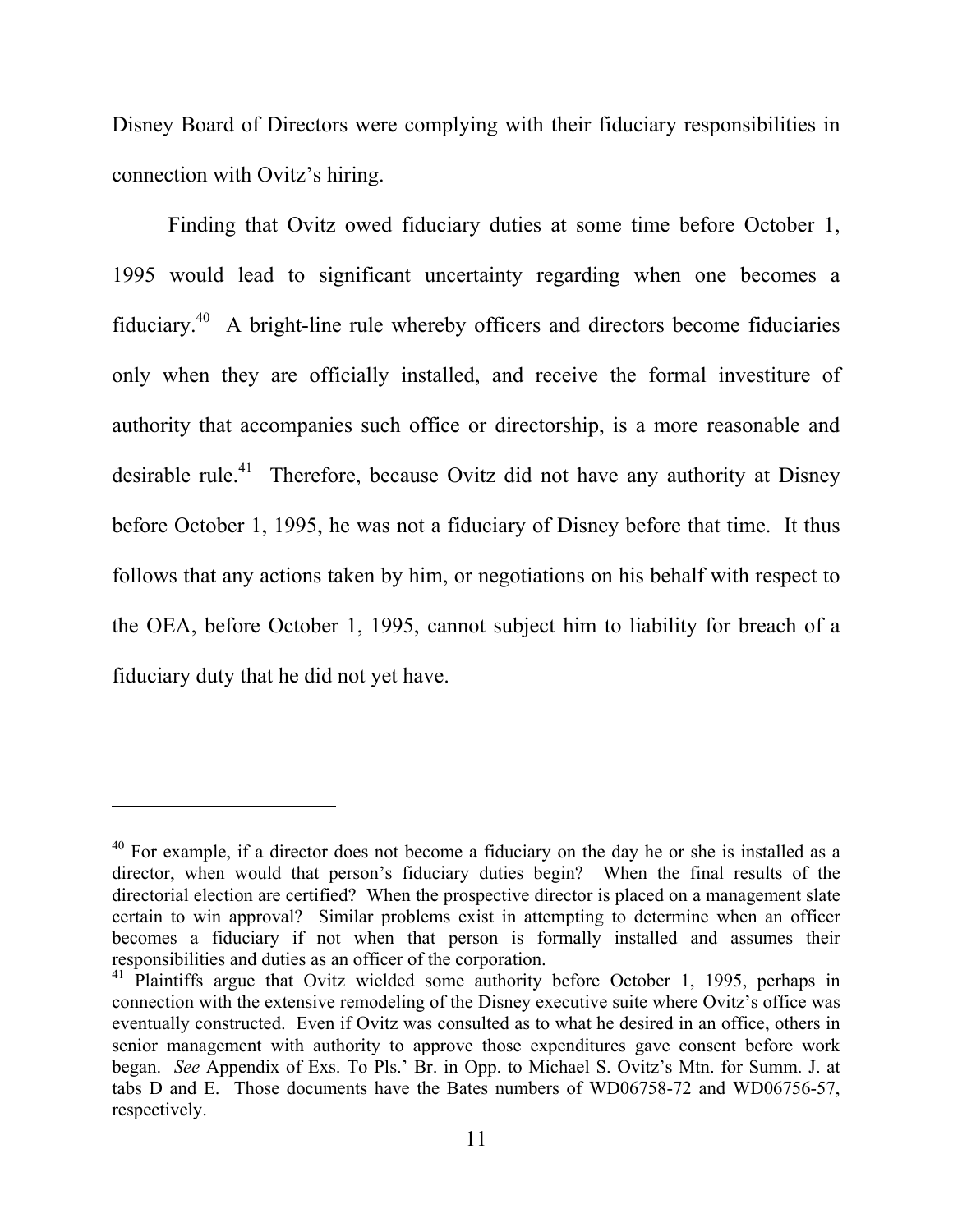Disney Board of Directors were complying with their fiduciary responsibilities in connection with Ovitz's hiring.

Finding that Ovitz owed fiduciary duties at some time before October 1, 1995 would lead to significant uncertainty regarding when one becomes a fiduciary.[40] A bright-line rule whereby officers and directors become fiduciaries only when they are officially installed, and receive the formal investiture of authority that accompanies such office or directorship, is a more reasonable and desirable rule.[41] Therefore, because Ovitz did not have any authority at Disney before October 1, 1995, he was not a fiduciary of Disney before that time. It thus follows that any actions taken by him, or negotiations on his behalf with respect to the OEA, before October 1, 1995, cannot subject him to liability for breach of a fiduciary duty that he did not yet have.

---

[40] For example, if a director does not become a fiduciary on the day he or she is installed as a director, when would that person's fiduciary duties begin? When the final results of the directorial election are certified? When the prospective director is placed on a management slate certain to win approval? Similar problems exist in attempting to determine when an officer becomes a fiduciary if not when that person is formally installed and assumes their responsibilities and duties as an officer of the corporation.

[41] Plaintiffs argue that Ovitz wielded some authority before October 1, 1995, perhaps in connection with the extensive remodeling of the Disney executive suite where Ovitz's office was eventually constructed. Even if Ovitz was consulted as to what he desired in an office, others in senior management with authority to approve those expenditures gave consent before work began. *See* Appendix of Exs. To Pls.' Br. in Opp. to Michael S. Ovitz's Mtn. for Summ. J. at tabs D and E. Those documents have the Bates numbers of WD06758-72 and WD06756-57, respectively.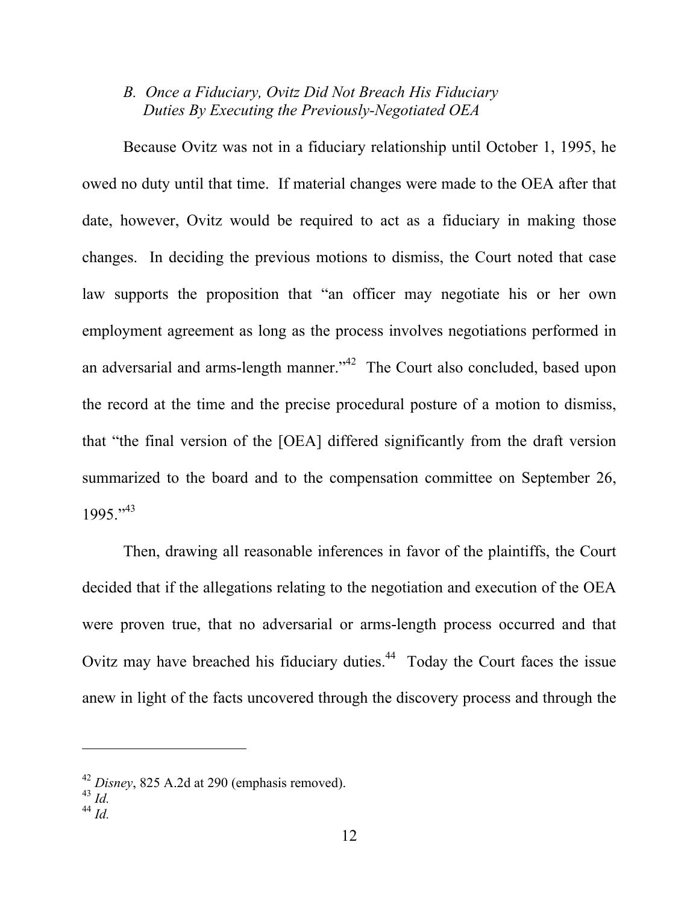### *B. Once a Fiduciary, Ovitz Did Not Breach His Fiduciary Duties By Executing the Previously-Negotiated OEA*

Because Ovitz was not in a fiduciary relationship until October 1, 1995, he owed no duty until that time. If material changes were made to the OEA after that date, however, Ovitz would be required to act as a fiduciary in making those changes. In deciding the previous motions to dismiss, the Court noted that case law supports the proposition that "an officer may negotiate his or her own employment agreement as long as the process involves negotiations performed in an adversarial and arms-length manner."[42] The Court also concluded, based upon the record at the time and the precise procedural posture of a motion to dismiss, that "the final version of the [OEA] differed significantly from the draft version summarized to the board and to the compensation committee on September 26, 1995."[43]

Then, drawing all reasonable inferences in favor of the plaintiffs, the Court decided that if the allegations relating to the negotiation and execution of the OEA were proven true, that no adversarial or arms-length process occurred and that Ovitz may have breached his fiduciary duties.[44] Today the Court faces the issue anew in light of the facts uncovered through the discovery process and through the

---

[42] *Disney*, 825 A.2d at 290 (emphasis removed).

[43] *Id.*

[44] *Id.*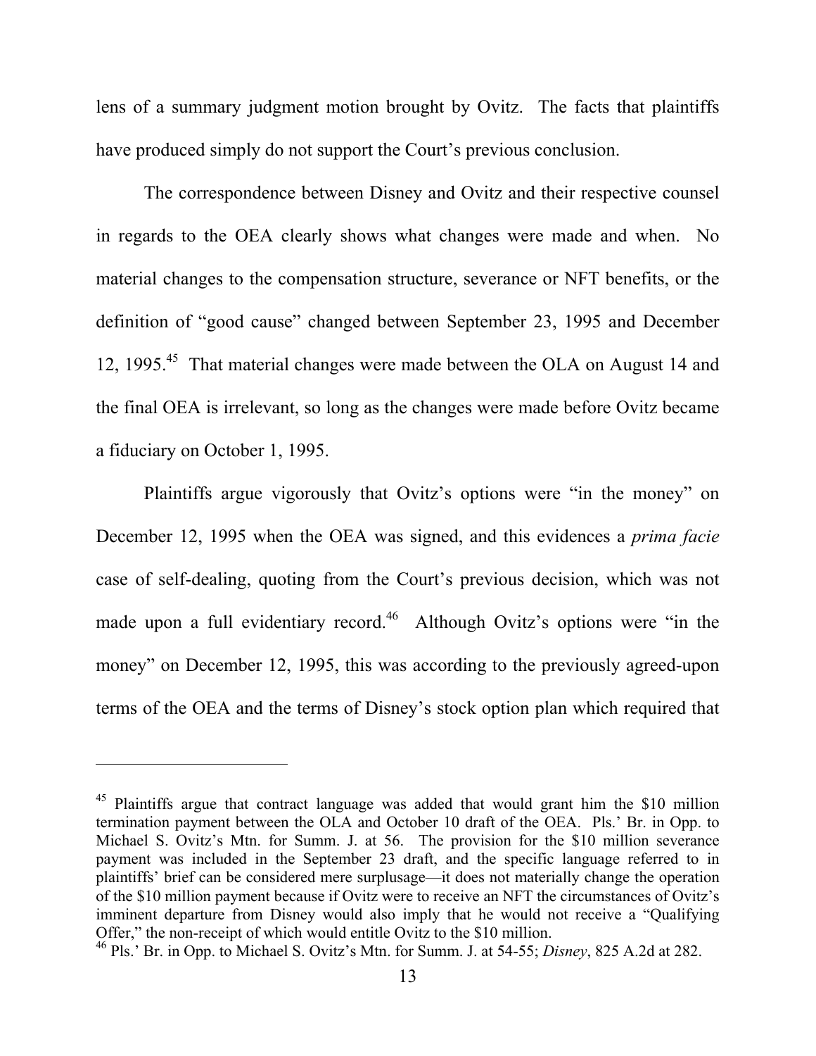lens of a summary judgment motion brought by Ovitz. The facts that plaintiffs have produced simply do not support the Court's previous conclusion.

The correspondence between Disney and Ovitz and their respective counsel in regards to the OEA clearly shows what changes were made and when. No material changes to the compensation structure, severance or NFT benefits, or the definition of "good cause" changed between September 23, 1995 and December 12, 1995.[45] That material changes were made between the OLA on August 14 and the final OEA is irrelevant, so long as the changes were made before Ovitz became a fiduciary on October 1, 1995.

Plaintiffs argue vigorously that Ovitz's options were "in the money" on December 12, 1995 when the OEA was signed, and this evidences a *prima facie* case of self-dealing, quoting from the Court's previous decision, which was not made upon a full evidentiary record.[46] Although Ovitz's options were "in the money" on December 12, 1995, this was according to the previously agreed-upon terms of the OEA and the terms of Disney's stock option plan which required that

---

[45] Plaintiffs argue that contract language was added that would grant him the $10 million termination payment between the OLA and October 10 draft of the OEA. Pls.' Br. in Opp. to Michael S. Ovitz's Mtn. for Summ. J. at 56. The provision for the $10 million severance payment was included in the September 23 draft, and the specific language referred to in plaintiffs' brief can be considered mere surplusage—it does not materially change the operation of the $10 million payment because if Ovitz were to receive an NFT the circumstances of Ovitz's imminent departure from Disney would also imply that he would not receive a "Qualifying Offer," the non-receipt of which would entitle Ovitz to the $10 million.

[46] Pls.' Br. in Opp. to Michael S. Ovitz's Mtn. for Summ. J. at 54-55; *Disney*, 825 A.2d at 282.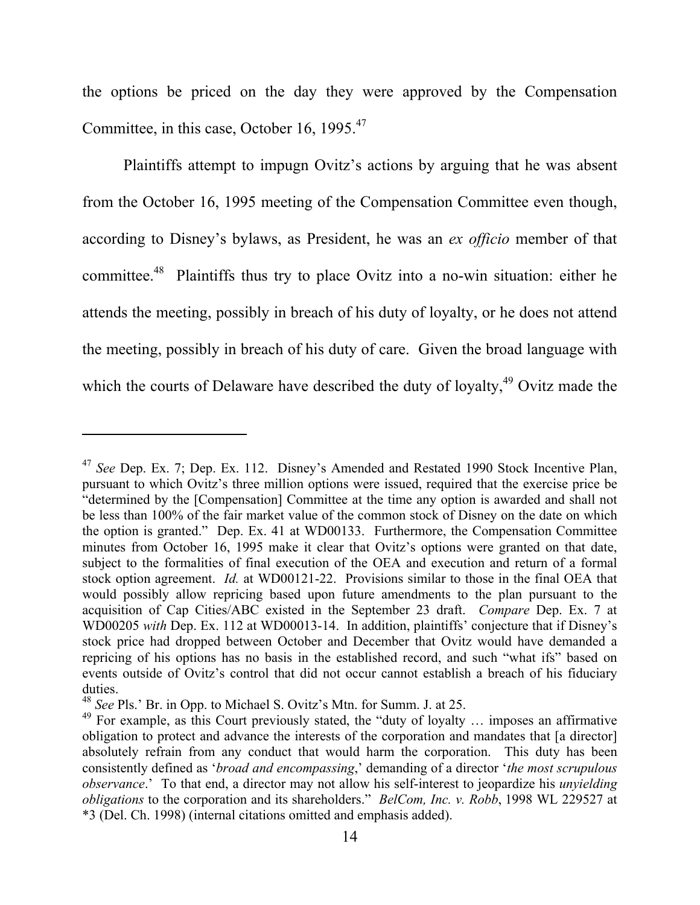the options be priced on the day they were approved by the Compensation Committee, in this case, October 16, 1995.[47]

Plaintiffs attempt to impugn Ovitz's actions by arguing that he was absent from the October 16, 1995 meeting of the Compensation Committee even though, according to Disney's bylaws, as President, he was an *ex officio* member of that committee.[48] Plaintiffs thus try to place Ovitz into a no-win situation: either he attends the meeting, possibly in breach of his duty of loyalty, or he does not attend the meeting, possibly in breach of his duty of care. Given the broad language with which the courts of Delaware have described the duty of loyalty,[49] Ovitz made the

---

[47] *See* Dep. Ex. 7; Dep. Ex. 112. Disney's Amended and Restated 1990 Stock Incentive Plan, pursuant to which Ovitz's three million options were issued, required that the exercise price be "determined by the [Compensation] Committee at the time any option is awarded and shall not be less than 100% of the fair market value of the common stock of Disney on the date on which the option is granted." Dep. Ex. 41 at WD00133. Furthermore, the Compensation Committee minutes from October 16, 1995 make it clear that Ovitz's options were granted on that date, subject to the formalities of final execution of the OEA and execution and return of a formal stock option agreement. *Id.* at WD00121-22. Provisions similar to those in the final OEA that would possibly allow repricing based upon future amendments to the plan pursuant to the acquisition of Cap Cities/ABC existed in the September 23 draft. *Compare* Dep. Ex. 7 at WD00205 *with* Dep. Ex. 112 at WD00013-14. In addition, plaintiffs' conjecture that if Disney's stock price had dropped between October and December that Ovitz would have demanded a repricing of his options has no basis in the established record, and such "what ifs" based on events outside of Ovitz's control that did not occur cannot establish a breach of his fiduciary duties.

[48] *See* Pls.' Br. in Opp. to Michael S. Ovitz's Mtn. for Summ. J. at 25.

[49] For example, as this Court previously stated, the "duty of loyalty … imposes an affirmative obligation to protect and advance the interests of the corporation and mandates that [a director] absolutely refrain from any conduct that would harm the corporation. This duty has been consistently defined as '*broad and encompassing*,' demanding of a director '*the most scrupulous observance*.' To that end, a director may not allow his self-interest to jeopardize his *unyielding obligations* to the corporation and its shareholders." *BelCom, Inc. v. Robb*, 1998 WL 229527 at *3 (Del. Ch. 1998) (internal citations omitted and emphasis added).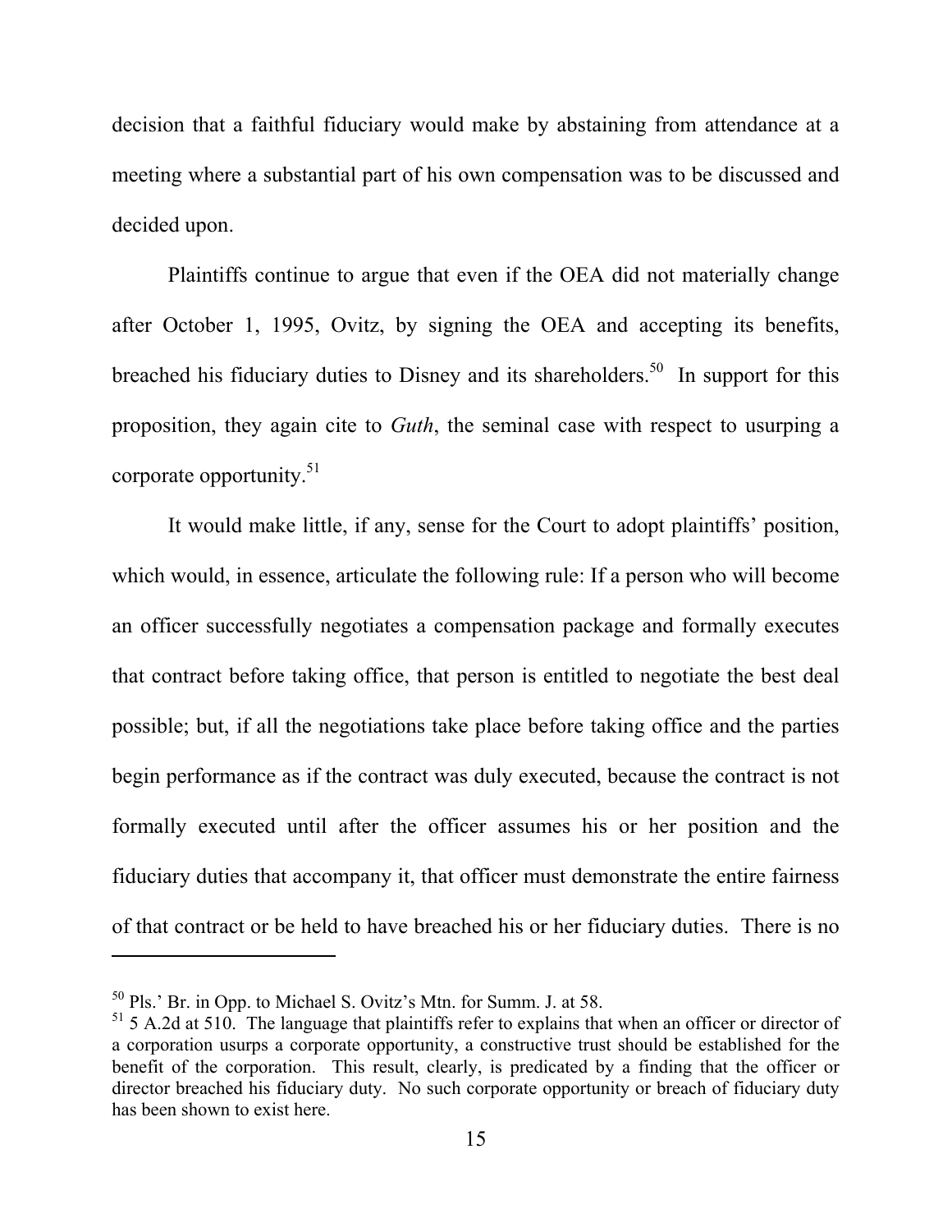decision that a faithful fiduciary would make by abstaining from attendance at a meeting where a substantial part of his own compensation was to be discussed and decided upon.

Plaintiffs continue to argue that even if the OEA did not materially change after October 1, 1995, Ovitz, by signing the OEA and accepting its benefits, breached his fiduciary duties to Disney and its shareholders.[50] In support for this proposition, they again cite to *Guth*, the seminal case with respect to usurping a corporate opportunity.[51]

It would make little, if any, sense for the Court to adopt plaintiffs' position, which would, in essence, articulate the following rule: If a person who will become an officer successfully negotiates a compensation package and formally executes that contract before taking office, that person is entitled to negotiate the best deal possible; but, if all the negotiations take place before taking office and the parties begin performance as if the contract was duly executed, because the contract is not formally executed until after the officer assumes his or her position and the fiduciary duties that accompany it, that officer must demonstrate the entire fairness of that contract or be held to have breached his or her fiduciary duties. There is no

---

[50] Pls.' Br. in Opp. to Michael S. Ovitz's Mtn. for Summ. J. at 58.

[51] 5 A.2d at 510. The language that plaintiffs refer to explains that when an officer or director of a corporation usurps a corporate opportunity, a constructive trust should be established for the benefit of the corporation. This result, clearly, is predicated by a finding that the officer or director breached his fiduciary duty. No such corporate opportunity or breach of fiduciary duty has been shown to exist here.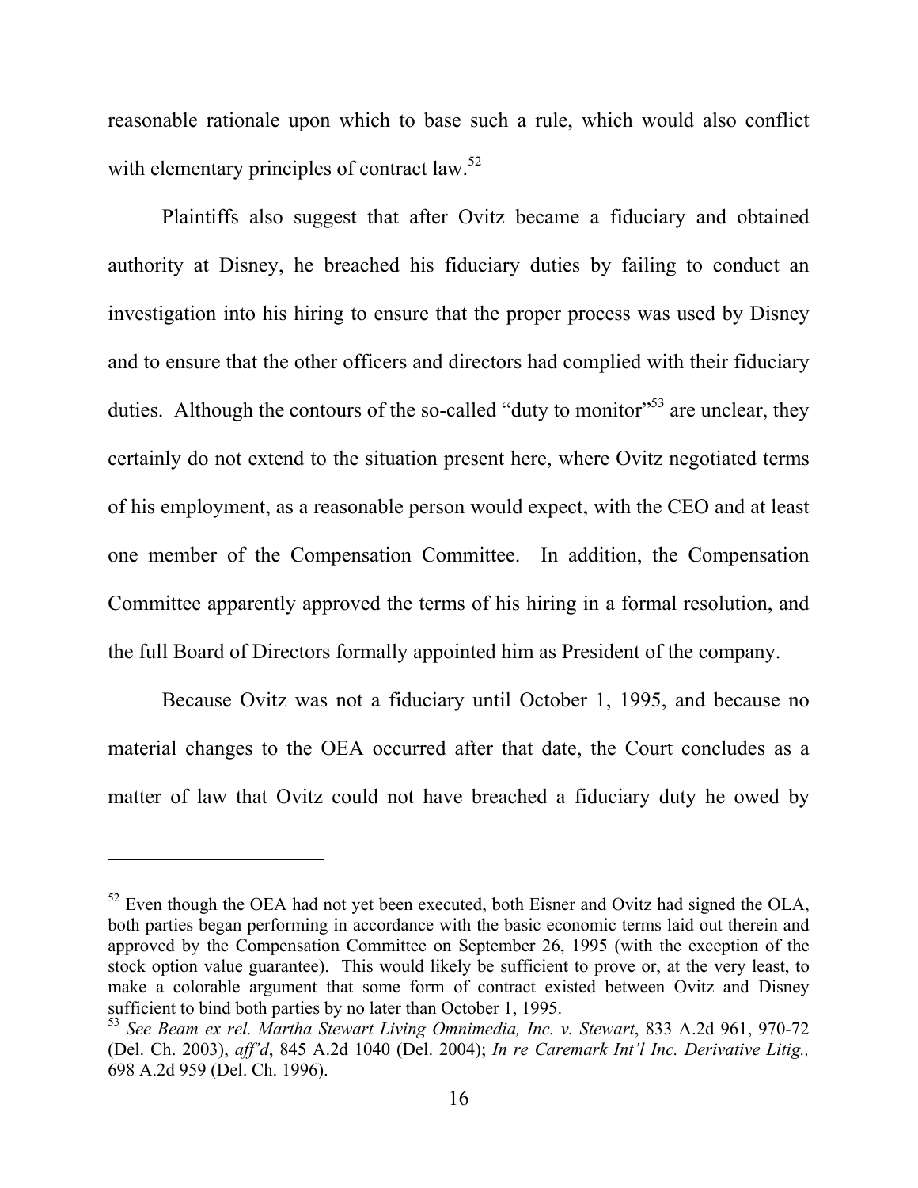reasonable rationale upon which to base such a rule, which would also conflict with elementary principles of contract law.[52]

Plaintiffs also suggest that after Ovitz became a fiduciary and obtained authority at Disney, he breached his fiduciary duties by failing to conduct an investigation into his hiring to ensure that the proper process was used by Disney and to ensure that the other officers and directors had complied with their fiduciary duties. Although the contours of the so-called "duty to monitor"[53] are unclear, they certainly do not extend to the situation present here, where Ovitz negotiated terms of his employment, as a reasonable person would expect, with the CEO and at least one member of the Compensation Committee. In addition, the Compensation Committee apparently approved the terms of his hiring in a formal resolution, and the full Board of Directors formally appointed him as President of the company.

Because Ovitz was not a fiduciary until October 1, 1995, and because no material changes to the OEA occurred after that date, the Court concludes as a matter of law that Ovitz could not have breached a fiduciary duty he owed by

---

[52] Even though the OEA had not yet been executed, both Eisner and Ovitz had signed the OLA, both parties began performing in accordance with the basic economic terms laid out therein and approved by the Compensation Committee on September 26, 1995 (with the exception of the stock option value guarantee). This would likely be sufficient to prove or, at the very least, to make a colorable argument that some form of contract existed between Ovitz and Disney sufficient to bind both parties by no later than October 1, 1995.

[53] *See Beam ex rel. Martha Stewart Living Omnimedia, Inc. v. Stewart*, 833 A.2d 961, 970-72 (Del. Ch. 2003), *aff'd*, 845 A.2d 1040 (Del. 2004); *In re Caremark Int'l Inc. Derivative Litig.,* 698 A.2d 959 (Del. Ch. 1996).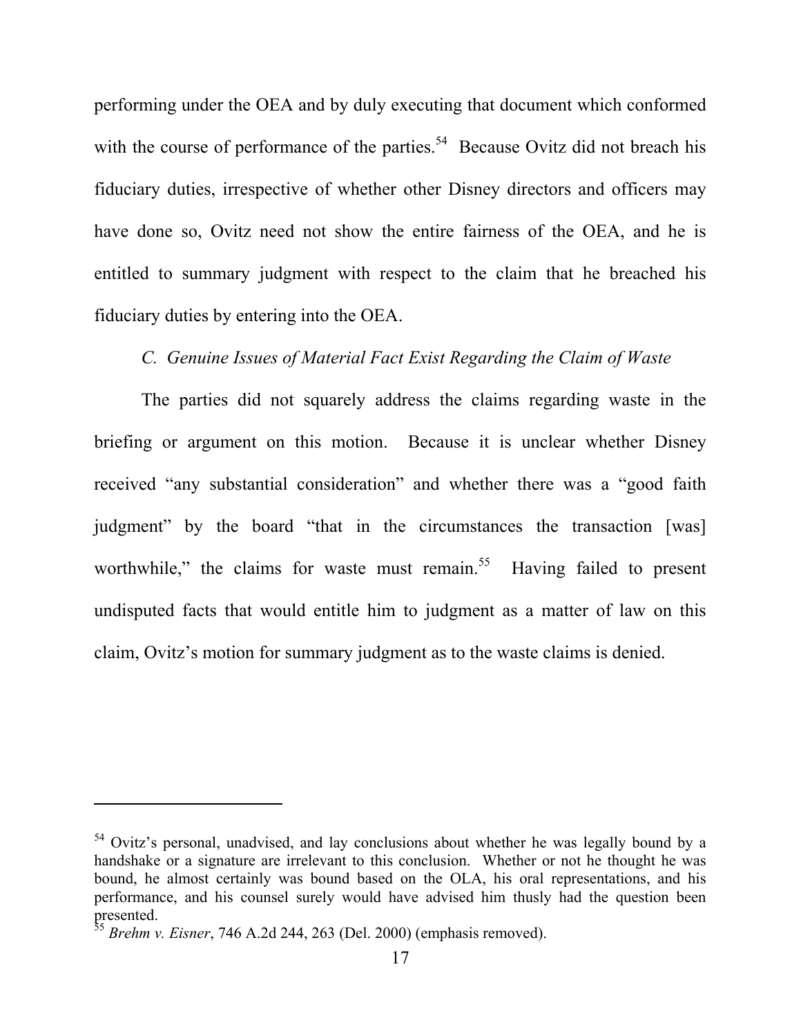performing under the OEA and by duly executing that document which conformed with the course of performance of the parties.[54] Because Ovitz did not breach his fiduciary duties, irrespective of whether other Disney directors and officers may have done so, Ovitz need not show the entire fairness of the OEA, and he is entitled to summary judgment with respect to the claim that he breached his fiduciary duties by entering into the OEA.

### *C. Genuine Issues of Material Fact Exist Regarding the Claim of Waste*

The parties did not squarely address the claims regarding waste in the briefing or argument on this motion. Because it is unclear whether Disney received "any substantial consideration" and whether there was a "good faith judgment" by the board "that in the circumstances the transaction [was] worthwhile," the claims for waste must remain.[55] Having failed to present undisputed facts that would entitle him to judgment as a matter of law on this claim, Ovitz's motion for summary judgment as to the waste claims is denied.

---

[54] Ovitz's personal, unadvised, and lay conclusions about whether he was legally bound by a handshake or a signature are irrelevant to this conclusion. Whether or not he thought he was bound, he almost certainly was bound based on the OLA, his oral representations, and his performance, and his counsel surely would have advised him thusly had the question been presented.

[55] *Brehm v. Eisner*, 746 A.2d 244, 263 (Del. 2000) (emphasis removed).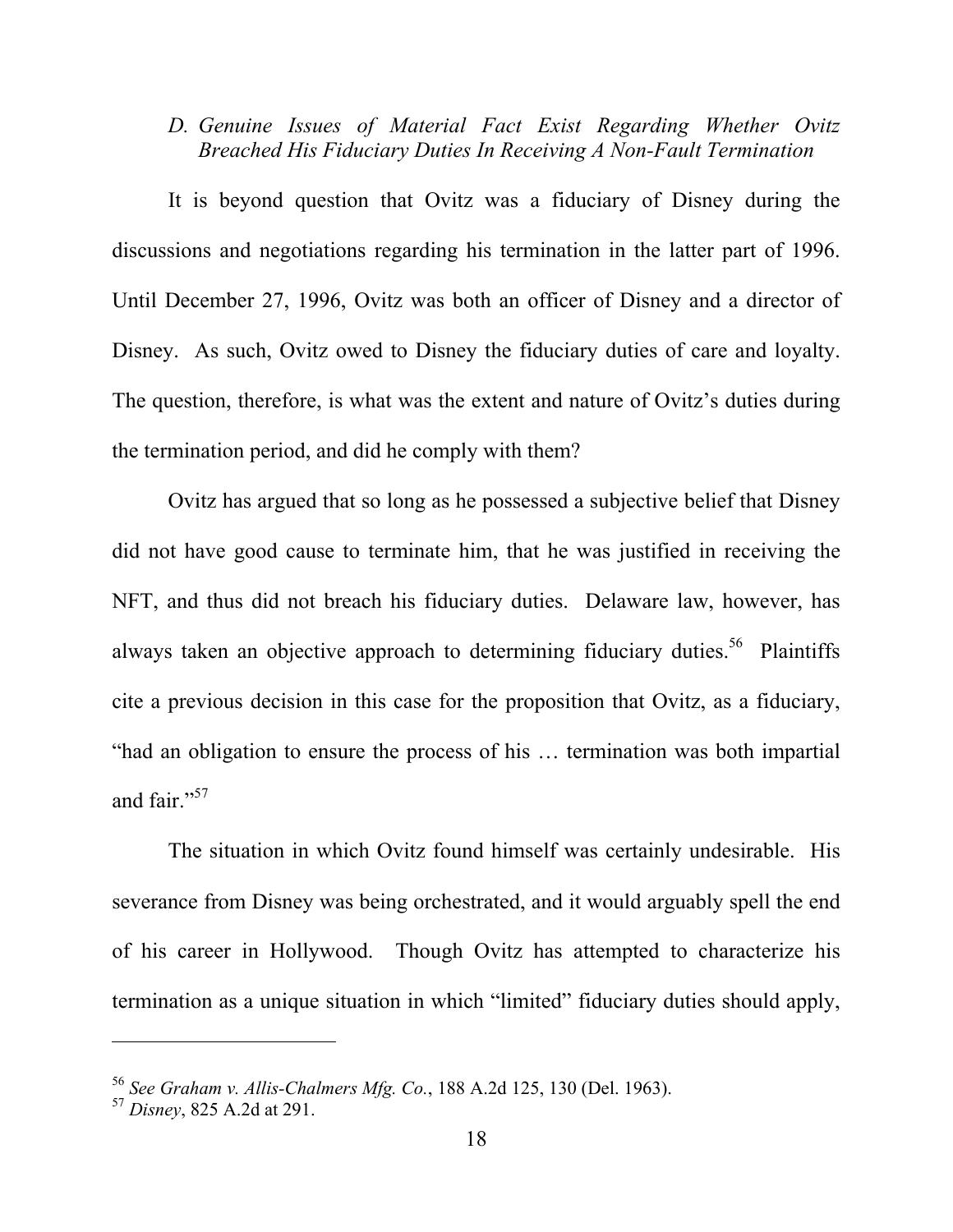### *D. Genuine Issues of Material Fact Exist Regarding Whether Ovitz Breached His Fiduciary Duties In Receiving A Non-Fault Termination*

It is beyond question that Ovitz was a fiduciary of Disney during the discussions and negotiations regarding his termination in the latter part of 1996. Until December 27, 1996, Ovitz was both an officer of Disney and a director of Disney. As such, Ovitz owed to Disney the fiduciary duties of care and loyalty. The question, therefore, is what was the extent and nature of Ovitz's duties during the termination period, and did he comply with them?

Ovitz has argued that so long as he possessed a subjective belief that Disney did not have good cause to terminate him, that he was justified in receiving the NFT, and thus did not breach his fiduciary duties. Delaware law, however, has always taken an objective approach to determining fiduciary duties.[56] Plaintiffs cite a previous decision in this case for the proposition that Ovitz, as a fiduciary, "had an obligation to ensure the process of his … termination was both impartial and fair."[57]

The situation in which Ovitz found himself was certainly undesirable. His severance from Disney was being orchestrated, and it would arguably spell the end of his career in Hollywood. Though Ovitz has attempted to characterize his termination as a unique situation in which "limited" fiduciary duties should apply,

---

[56] *See Graham v. Allis-Chalmers Mfg. Co.*, 188 A.2d 125, 130 (Del. 1963).

[57] *Disney*, 825 A.2d at 291.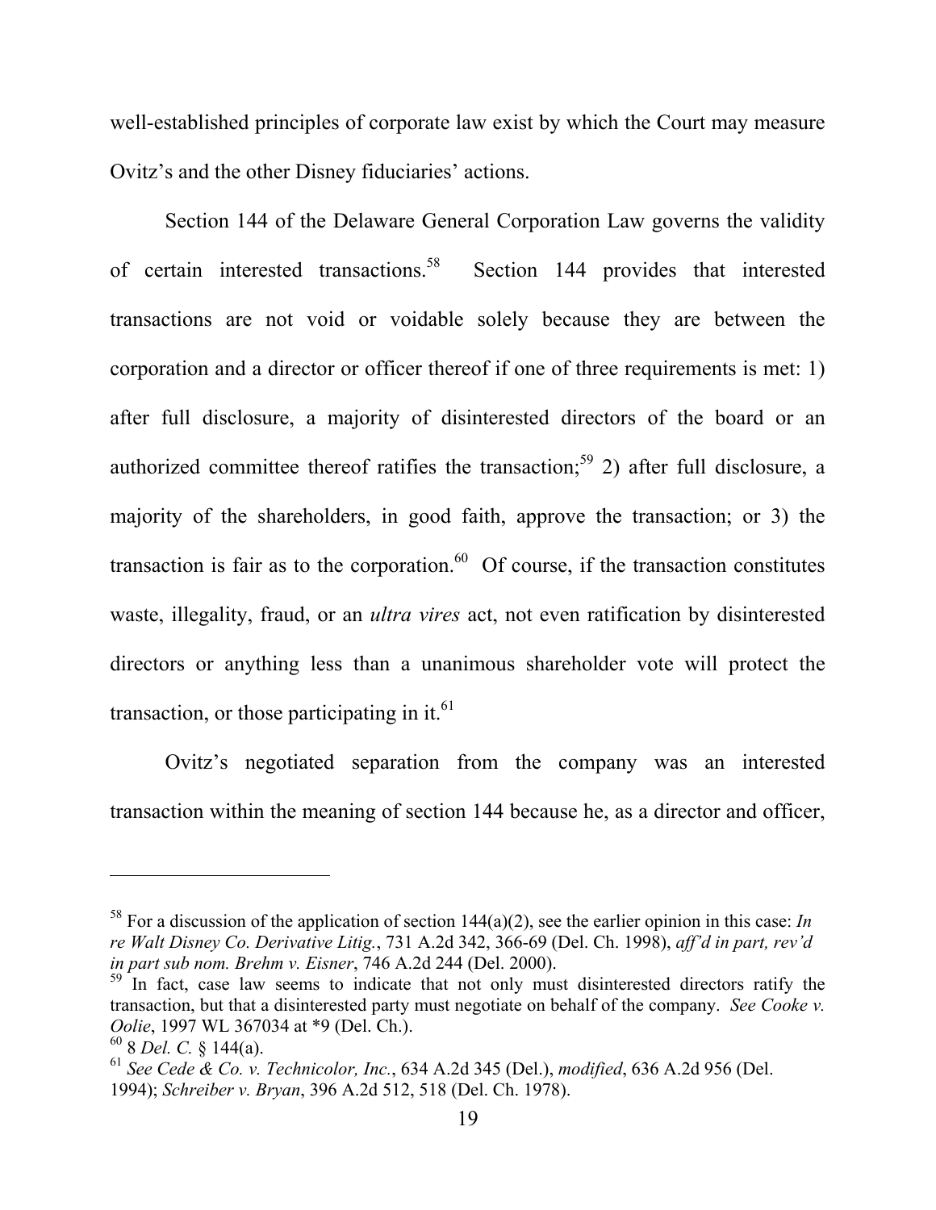well-established principles of corporate law exist by which the Court may measure Ovitz's and the other Disney fiduciaries' actions.

Section 144 of the Delaware General Corporation Law governs the validity of certain interested transactions.[58] Section 144 provides that interested transactions are not void or voidable solely because they are between the corporation and a director or officer thereof if one of three requirements is met: 1) after full disclosure, a majority of disinterested directors of the board or an authorized committee thereof ratifies the transaction;[59] 2) after full disclosure, a majority of the shareholders, in good faith, approve the transaction; or 3) the transaction is fair as to the corporation.[60] Of course, if the transaction constitutes waste, illegality, fraud, or an *ultra vires* act, not even ratification by disinterested directors or anything less than a unanimous shareholder vote will protect the transaction, or those participating in it.[61]

Ovitz's negotiated separation from the company was an interested transaction within the meaning of section 144 because he, as a director and officer,

---

[58] For a discussion of the application of section 144(a)(2), see the earlier opinion in this case: *In re Walt Disney Co. Derivative Litig.*, 731 A.2d 342, 366-69 (Del. Ch. 1998), *aff'd in part, rev'd in part sub nom. Brehm v. Eisner*, 746 A.2d 244 (Del. 2000).

[59] In fact, case law seems to indicate that not only must disinterested directors ratify the transaction, but that a disinterested party must negotiate on behalf of the company. *See Cooke v. Oolie*, 1997 WL 367034 at *9 (Del. Ch.).

[60] 8 *Del. C.* § 144(a).

[61] *See Cede & Co. v. Technicolor, Inc.*, 634 A.2d 345 (Del.), *modified*, 636 A.2d 956 (Del. 1994); *Schreiber v. Bryan*, 396 A.2d 512, 518 (Del. Ch. 1978).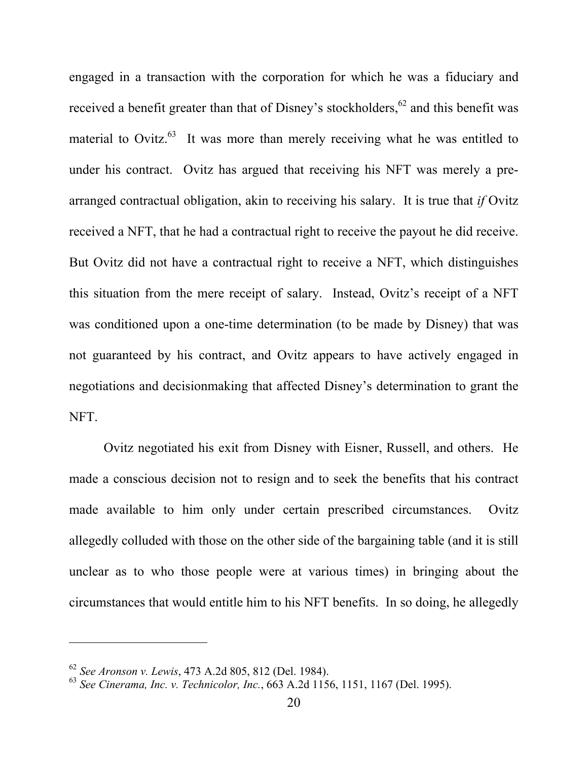engaged in a transaction with the corporation for which he was a fiduciary and received a benefit greater than that of Disney's stockholders,[62] and this benefit was material to Ovitz.[63] It was more than merely receiving what he was entitled to under his contract. Ovitz has argued that receiving his NFT was merely a pre-arranged contractual obligation, akin to receiving his salary. It is true that *if* Ovitz received a NFT, that he had a contractual right to receive the payout he did receive. But Ovitz did not have a contractual right to receive a NFT, which distinguishes this situation from the mere receipt of salary. Instead, Ovitz's receipt of a NFT was conditioned upon a one-time determination (to be made by Disney) that was not guaranteed by his contract, and Ovitz appears to have actively engaged in negotiations and decisionmaking that affected Disney's determination to grant the NFT.

Ovitz negotiated his exit from Disney with Eisner, Russell, and others. He made a conscious decision not to resign and to seek the benefits that his contract made available to him only under certain prescribed circumstances. Ovitz allegedly colluded with those on the other side of the bargaining table (and it is still unclear as to who those people were at various times) in bringing about the circumstances that would entitle him to his NFT benefits. In so doing, he allegedly

---

[62] *See Aronson v. Lewis*, 473 A.2d 805, 812 (Del. 1984).

[63] *See Cinerama, Inc. v. Technicolor, Inc.*, 663 A.2d 1156, 1151, 1167 (Del. 1995).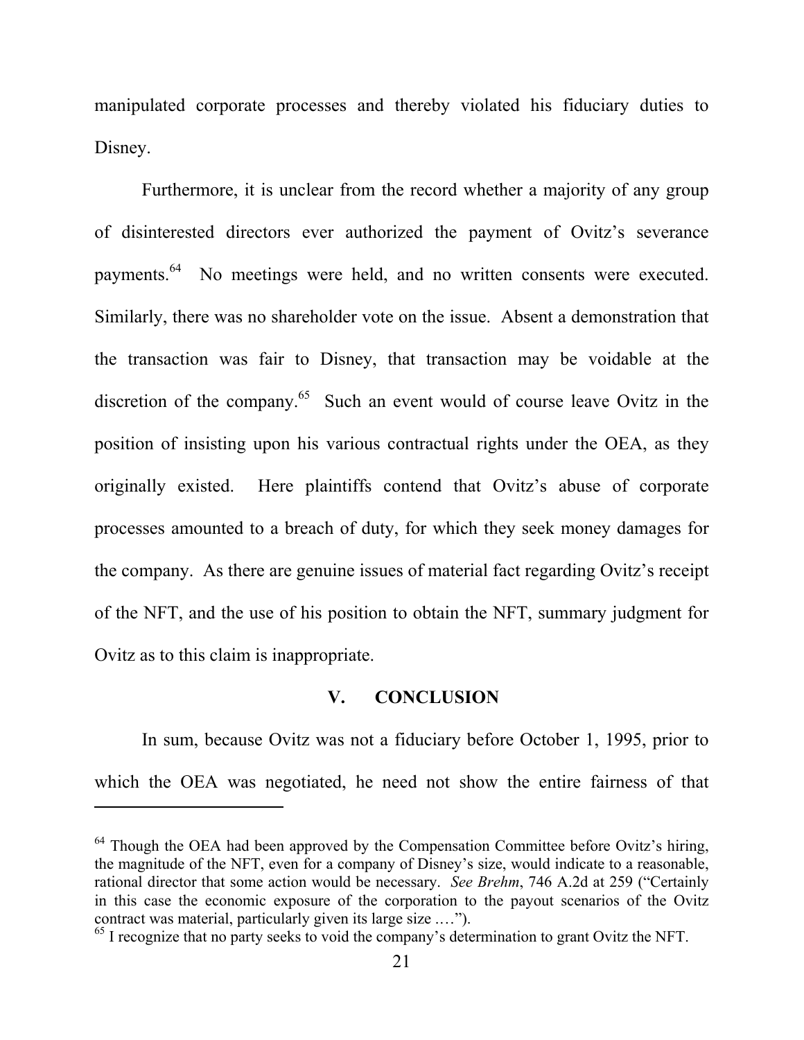manipulated corporate processes and thereby violated his fiduciary duties to Disney.

Furthermore, it is unclear from the record whether a majority of any group of disinterested directors ever authorized the payment of Ovitz's severance payments.[64] No meetings were held, and no written consents were executed. Similarly, there was no shareholder vote on the issue. Absent a demonstration that the transaction was fair to Disney, that transaction may be voidable at the discretion of the company.[65] Such an event would of course leave Ovitz in the position of insisting upon his various contractual rights under the OEA, as they originally existed. Here plaintiffs contend that Ovitz's abuse of corporate processes amounted to a breach of duty, for which they seek money damages for the company. As there are genuine issues of material fact regarding Ovitz's receipt of the NFT, and the use of his position to obtain the NFT, summary judgment for Ovitz as to this claim is inappropriate.

## V. CONCLUSION

In sum, because Ovitz was not a fiduciary before October 1, 1995, prior to which the OEA was negotiated, he need not show the entire fairness of that

---

[64] Though the OEA had been approved by the Compensation Committee before Ovitz's hiring, the magnitude of the NFT, even for a company of Disney's size, would indicate to a reasonable, rational director that some action would be necessary. *See Brehm*, 746 A.2d at 259 ("Certainly in this case the economic exposure of the corporation to the payout scenarios of the Ovitz contract was material, particularly given its large size .…").

[65] I recognize that no party seeks to void the company's determination to grant Ovitz the NFT.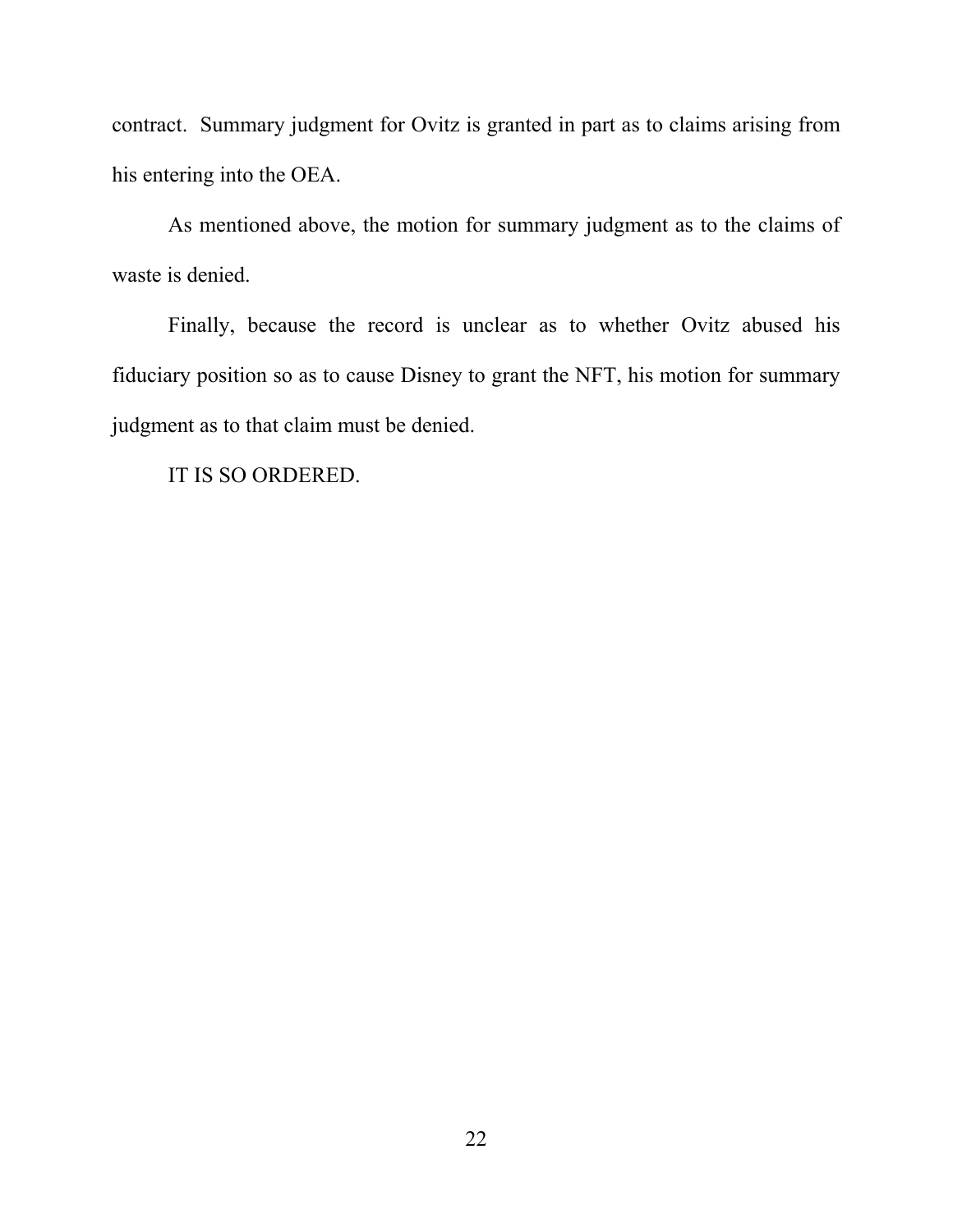contract. Summary judgment for Ovitz is granted in part as to claims arising from his entering into the OEA.

As mentioned above, the motion for summary judgment as to the claims of waste is denied.

Finally, because the record is unclear as to whether Ovitz abused his fiduciary position so as to cause Disney to grant the NFT, his motion for summary judgment as to that claim must be denied.

IT IS SO ORDERED.